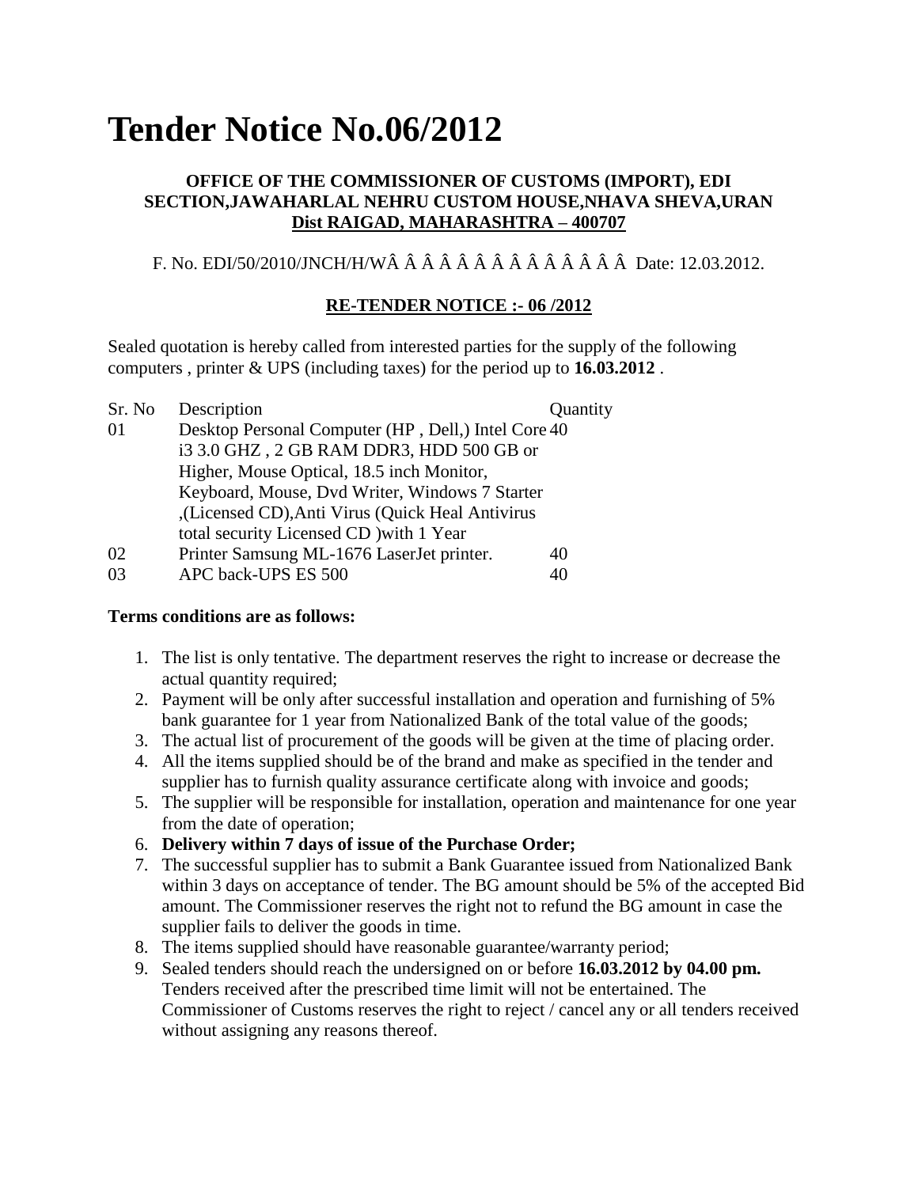# Tender Notice No.06/2012

**OFFICE OF THE COMMISSIONER OF CUSTOMS (IMPORT), EDI SECTION,JAWAHARLAL NEHRU CUSTOM HOUSE,NHAVA SHEVA,URAN**
**Dist RAIGAD, MAHARASHTRA – 400707**

F. No. EDI/50/2010/JNCH/H/WÂ Â Â Â Â Â Â Â Â Â Â Â Â Â Date: 12.03.2012.

**RE-TENDER NOTICE :- 06 /2012**

Sealed quotation is hereby called from interested parties for the supply of the following computers , printer & UPS (including taxes) for the period up to **16.03.2012** .

| Sr. No | Description | Quantity |
|---|---|---|
| 01 | Desktop Personal Computer (HP , Dell,) Intel Core i3 3.0 GHZ , 2 GB RAM DDR3, HDD 500 GB or Higher, Mouse Optical, 18.5 inch Monitor, Keyboard, Mouse, Dvd Writer, Windows 7 Starter ,(Licensed CD),Anti Virus (Quick Heal Antivirus total security Licensed CD )with 1 Year | 40 |
| 02 | Printer Samsung ML-1676 LaserJet printer. | 40 |
| 03 | APC back-UPS ES 500 | 40 |

**Terms conditions are as follows:**

1. The list is only tentative. The department reserves the right to increase or decrease the actual quantity required;
2. Payment will be only after successful installation and operation and furnishing of 5% bank guarantee for 1 year from Nationalized Bank of the total value of the goods;
3. The actual list of procurement of the goods will be given at the time of placing order.
4. All the items supplied should be of the brand and make as specified in the tender and supplier has to furnish quality assurance certificate along with invoice and goods;
5. The supplier will be responsible for installation, operation and maintenance for one year from the date of operation;
6. **Delivery within 7 days of issue of the Purchase Order;**
7. The successful supplier has to submit a Bank Guarantee issued from Nationalized Bank within 3 days on acceptance of tender. The BG amount should be 5% of the accepted Bid amount. The Commissioner reserves the right not to refund the BG amount in case the supplier fails to deliver the goods in time.
8. The items supplied should have reasonable guarantee/warranty period;
9. Sealed tenders should reach the undersigned on or before **16.03.2012 by 04.00 pm.** Tenders received after the prescribed time limit will not be entertained. The Commissioner of Customs reserves the right to reject / cancel any or all tenders received without assigning any reasons thereof.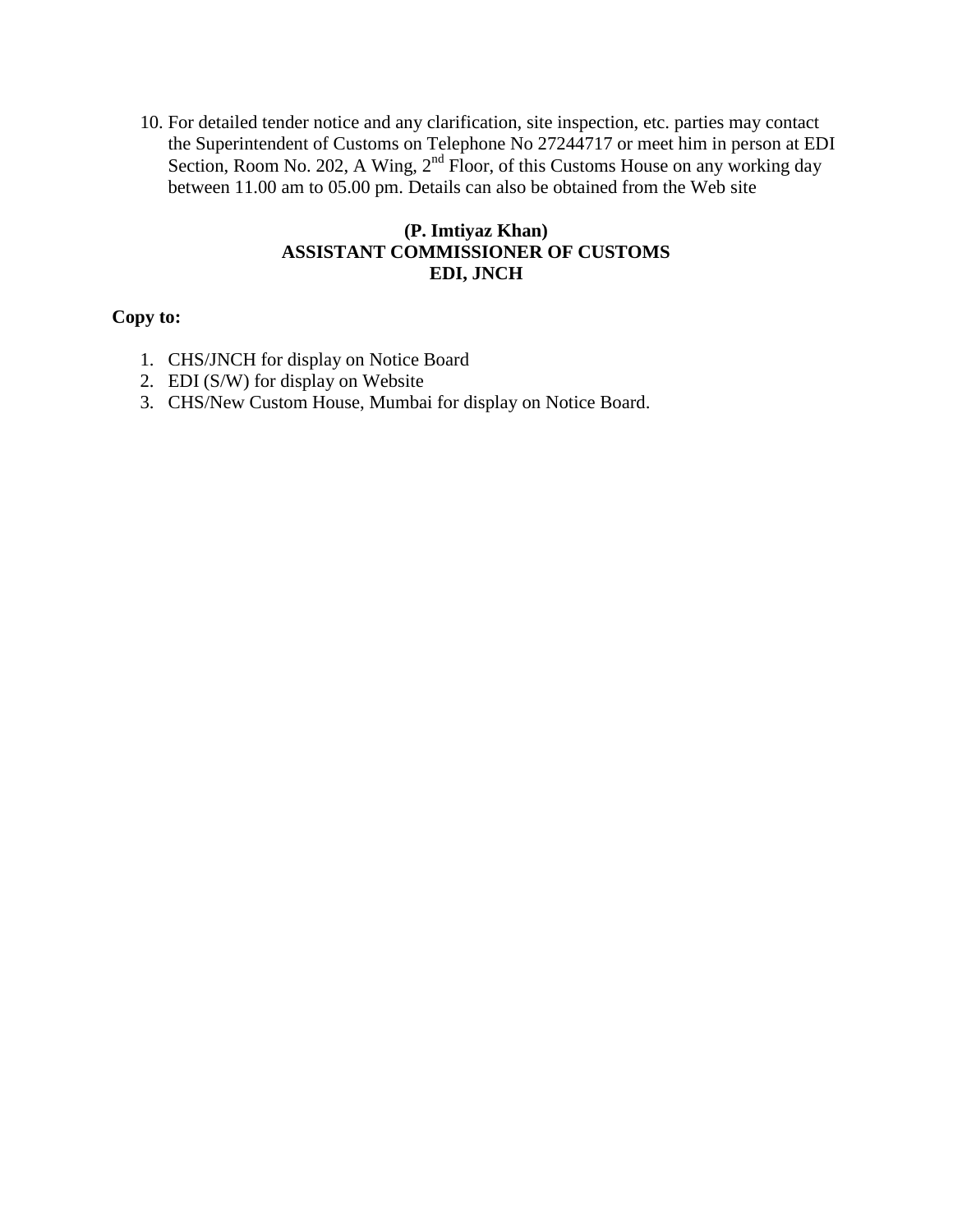10. For detailed tender notice and any clarification, site inspection, etc. parties may contact the Superintendent of Customs on Telephone No 27244717 or meet him in person at EDI Section, Room No. 202, A Wing, 2nd Floor, of this Customs House on any working day between 11.00 am to 05.00 pm. Details can also be obtained from the Web site

**(P. Imtiyaz Khan)**
**ASSISTANT COMMISSIONER OF CUSTOMS**
**EDI, JNCH**

**Copy to:**

1. CHS/JNCH for display on Notice Board
2. EDI (S/W) for display on Website
3. CHS/New Custom House, Mumbai for display on Notice Board.